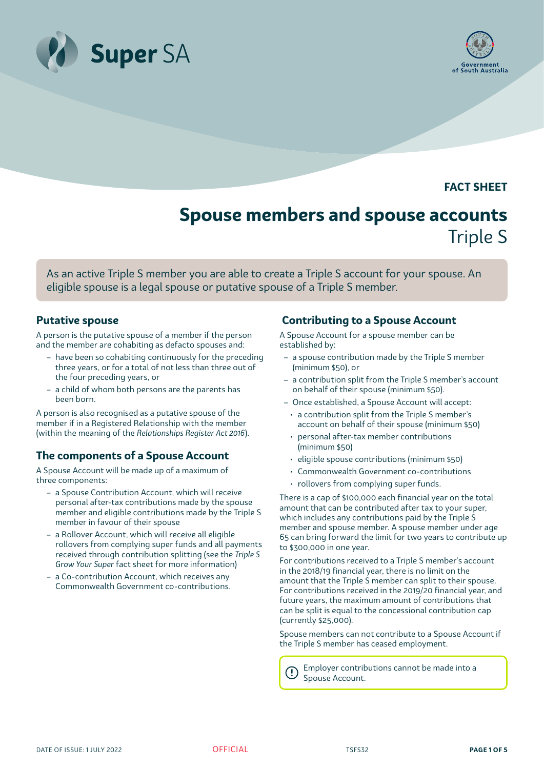FACT SHEET

# Spouse members and spouse accounts

Triple S

As an active Triple S member you are able to create a Triple S account for your spouse. An eligible spouse is a legal spouse or putative spouse of a Triple S member.

## Putative spouse

A person is the putative spouse of a member if the person and the member are cohabiting as defacto spouses and:

- have been so cohabiting continuously for the preceding three years, or for a total of not less than three out of the four preceding years, or
- a child of whom both persons are the parents has been born.

A person is also recognised as a putative spouse of the member if in a Registered Relationship with the member (within the meaning of the *Relationships Register Act 2016*).

## The components of a Spouse Account

A Spouse Account will be made up of a maximum of three components:

- a Spouse Contribution Account, which will receive personal after-tax contributions made by the spouse member and eligible contributions made by the Triple S member in favour of their spouse
- a Rollover Account, which will receive all eligible rollovers from complying super funds and all payments received through contribution splitting (see the *Triple S Grow Your Super* fact sheet for more information)
- a Co-contribution Account, which receives any Commonwealth Government co-contributions.

## Contributing to a Spouse Account

A Spouse Account for a spouse member can be established by:

- a spouse contribution made by the Triple S member (minimum $50), or
- a contribution split from the Triple S member's account on behalf of their spouse (minimum $50).
- Once established, a Spouse Account will accept:
  - a contribution split from the Triple S member's account on behalf of their spouse (minimum $50)
  - personal after-tax member contributions (minimum $50)
  - eligible spouse contributions (minimum $50)
  - Commonwealth Government co-contributions
  - rollovers from complying super funds.

There is a cap of $100,000 each financial year on the total amount that can be contributed after tax to your super, which includes any contributions paid by the Triple S member and spouse member. A spouse member under age 65 can bring forward the limit for two years to contribute up to $300,000 in one year.

For contributions received to a Triple S member's account in the 2018/19 financial year, there is no limit on the amount that the Triple S member can split to their spouse. For contributions received in the 2019/20 financial year, and future years, the maximum amount of contributions that can be split is equal to the concessional contribution cap (currently $25,000).

Spouse members can not contribute to a Spouse Account if the Triple S member has ceased employment.

Employer contributions cannot be made into a Spouse Account.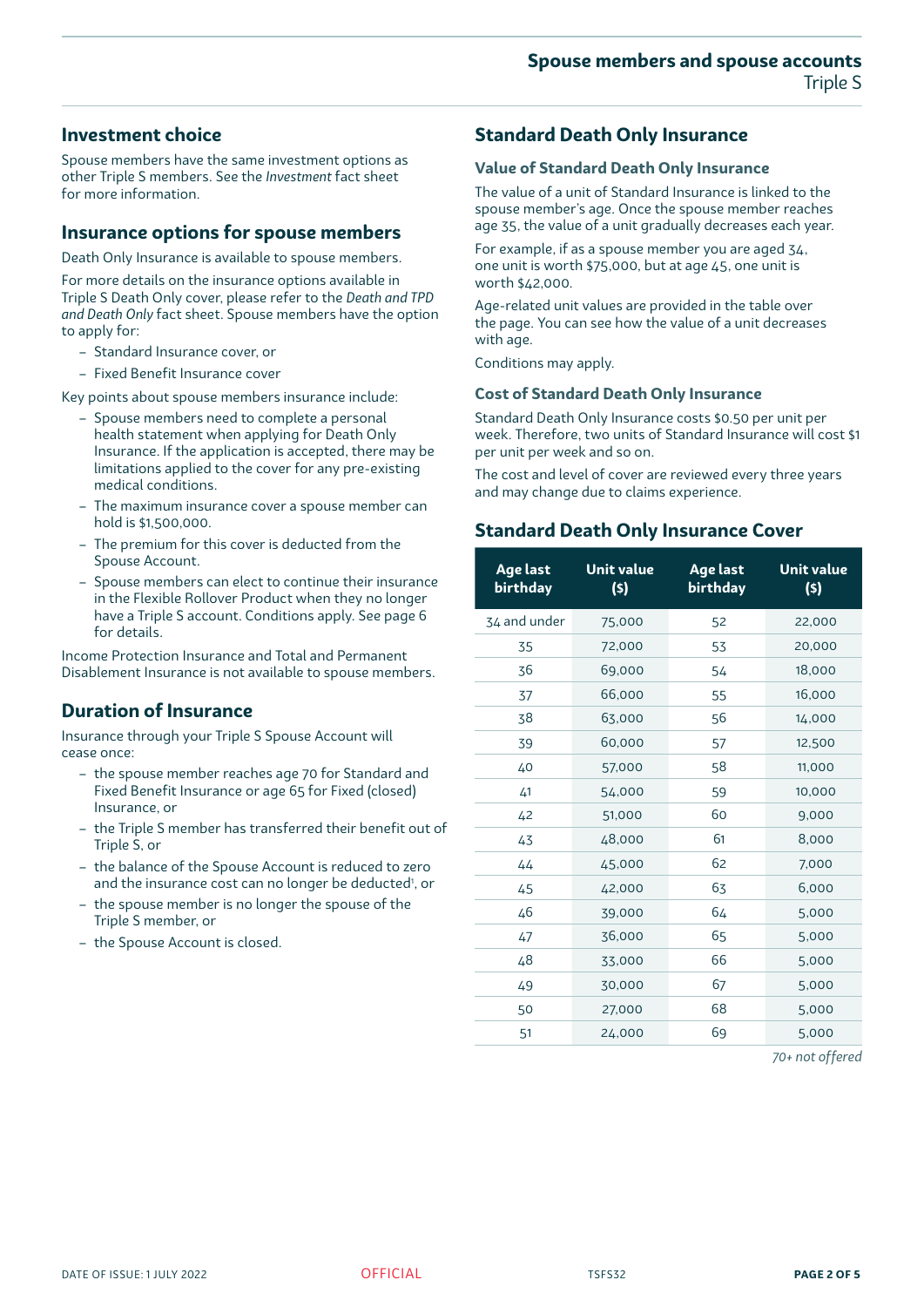## Investment choice

Spouse members have the same investment options as other Triple S members. See the *Investment* fact sheet for more information.

## Insurance options for spouse members

Death Only Insurance is available to spouse members.

For more details on the insurance options available in Triple S Death Only cover, please refer to the *Death and TPD and Death Only* fact sheet. Spouse members have the option to apply for:

- Standard Insurance cover, or
- Fixed Benefit Insurance cover

Key points about spouse members insurance include:

- Spouse members need to complete a personal health statement when applying for Death Only Insurance. If the application is accepted, there may be limitations applied to the cover for any pre-existing medical conditions.
- The maximum insurance cover a spouse member can hold is $1,500,000.
- The premium for this cover is deducted from the Spouse Account.
- Spouse members can elect to continue their insurance in the Flexible Rollover Product when they no longer have a Triple S account. Conditions apply. See page 6 for details.

Income Protection Insurance and Total and Permanent Disablement Insurance is not available to spouse members.

## Duration of Insurance

Insurance through your Triple S Spouse Account will cease once:

- the spouse member reaches age 70 for Standard and Fixed Benefit Insurance or age 65 for Fixed (closed) Insurance, or
- the Triple S member has transferred their benefit out of Triple S, or
- the balance of the Spouse Account is reduced to zero and the insurance cost can no longer be deducted[1], or
- the spouse member is no longer the spouse of the Triple S member, or
- the Spouse Account is closed.

## Standard Death Only Insurance

### Value of Standard Death Only Insurance

The value of a unit of Standard Insurance is linked to the spouse member's age. Once the spouse member reaches age 35, the value of a unit gradually decreases each year.

For example, if as a spouse member you are aged 34, one unit is worth $75,000, but at age 45, one unit is worth $42,000.

Age-related unit values are provided in the table over the page. You can see how the value of a unit decreases with age.

Conditions may apply.

### Cost of Standard Death Only Insurance

Standard Death Only Insurance costs $0.50 per unit per week. Therefore, two units of Standard Insurance will cost $1 per unit per week and so on.

The cost and level of cover are reviewed every three years and may change due to claims experience.

## Standard Death Only Insurance Cover

| Age last birthday | Unit value ($) | Age last birthday | Unit value ($) |
|---|---|---|---|
| 34 and under | 75,000 | 52 | 22,000 |
| 35 | 72,000 | 53 | 20,000 |
| 36 | 69,000 | 54 | 18,000 |
| 37 | 66,000 | 55 | 16,000 |
| 38 | 63,000 | 56 | 14,000 |
| 39 | 60,000 | 57 | 12,500 |
| 40 | 57,000 | 58 | 11,000 |
| 41 | 54,000 | 59 | 10,000 |
| 42 | 51,000 | 60 | 9,000 |
| 43 | 48,000 | 61 | 8,000 |
| 44 | 45,000 | 62 | 7,000 |
| 45 | 42,000 | 63 | 6,000 |
| 46 | 39,000 | 64 | 5,000 |
| 47 | 36,000 | 65 | 5,000 |
| 48 | 33,000 | 66 | 5,000 |
| 49 | 30,000 | 67 | 5,000 |
| 50 | 27,000 | 68 | 5,000 |
| 51 | 24,000 | 69 | 5,000 |

*70+ not offered*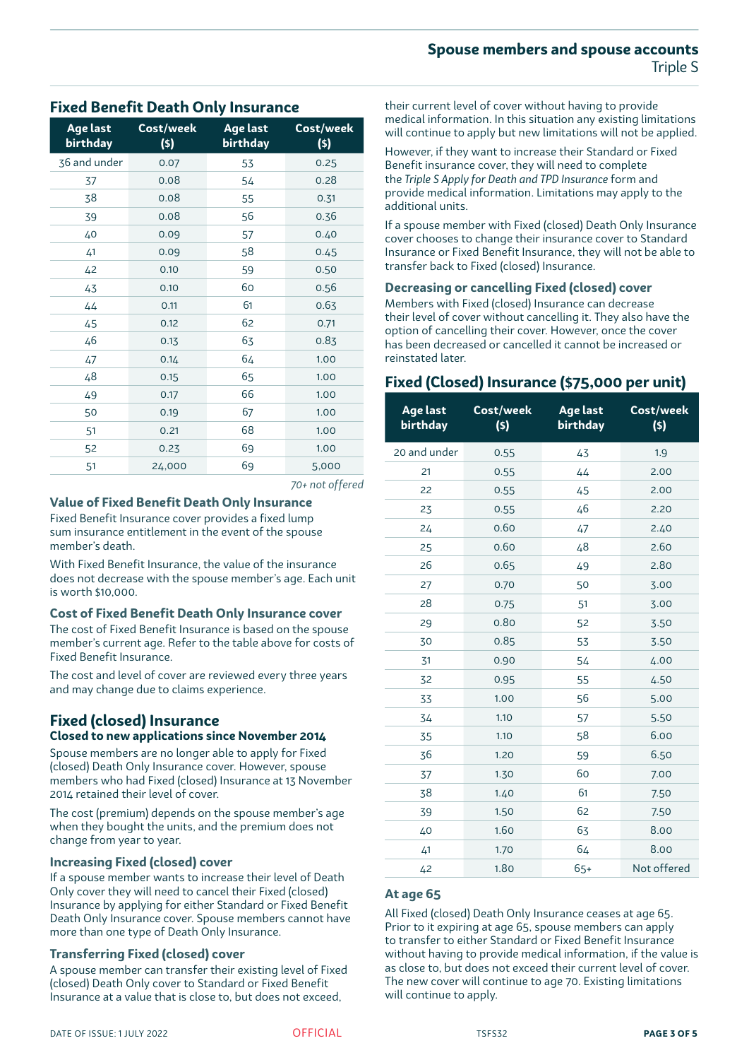## Fixed Benefit Death Only Insurance

| Age last birthday | Cost/week ($) | Age last birthday | Cost/week ($) |
|---|---|---|---|
| 36 and under | 0.07 | 53 | 0.25 |
| 37 | 0.08 | 54 | 0.28 |
| 38 | 0.08 | 55 | 0.31 |
| 39 | 0.08 | 56 | 0.36 |
| 40 | 0.09 | 57 | 0.40 |
| 41 | 0.09 | 58 | 0.45 |
| 42 | 0.10 | 59 | 0.50 |
| 43 | 0.10 | 60 | 0.56 |
| 44 | 0.11 | 61 | 0.63 |
| 45 | 0.12 | 62 | 0.71 |
| 46 | 0.13 | 63 | 0.83 |
| 47 | 0.14 | 64 | 1.00 |
| 48 | 0.15 | 65 | 1.00 |
| 49 | 0.17 | 66 | 1.00 |
| 50 | 0.19 | 67 | 1.00 |
| 51 | 0.21 | 68 | 1.00 |
| 52 | 0.23 | 69 | 1.00 |
| 51 | 24,000 | 69 | 5,000 |

*70+ not offered*

### Value of Fixed Benefit Death Only Insurance

Fixed Benefit Insurance cover provides a fixed lump sum insurance entitlement in the event of the spouse member's death.

With Fixed Benefit Insurance, the value of the insurance does not decrease with the spouse member's age. Each unit is worth $10,000.

### Cost of Fixed Benefit Death Only Insurance cover

The cost of Fixed Benefit Insurance is based on the spouse member's current age. Refer to the table above for costs of Fixed Benefit Insurance.

The cost and level of cover are reviewed every three years and may change due to claims experience.

## Fixed (closed) Insurance

**Closed to new applications since November 2014**

Spouse members are no longer able to apply for Fixed (closed) Death Only Insurance cover. However, spouse members who had Fixed (closed) Insurance at 13 November 2014 retained their level of cover.

The cost (premium) depends on the spouse member's age when they bought the units, and the premium does not change from year to year.

### Increasing Fixed (closed) cover

If a spouse member wants to increase their level of Death Only cover they will need to cancel their Fixed (closed) Insurance by applying for either Standard or Fixed Benefit Death Only Insurance cover. Spouse members cannot have more than one type of Death Only Insurance.

### Transferring Fixed (closed) cover

A spouse member can transfer their existing level of Fixed (closed) Death Only cover to Standard or Fixed Benefit Insurance at a value that is close to, but does not exceed, their current level of cover without having to provide medical information. In this situation any existing limitations will continue to apply but new limitations will not be applied.

However, if they want to increase their Standard or Fixed Benefit insurance cover, they will need to complete the *Triple S Apply for Death and TPD Insurance* form and provide medical information. Limitations may apply to the additional units.

If a spouse member with Fixed (closed) Death Only Insurance cover chooses to change their insurance cover to Standard Insurance or Fixed Benefit Insurance, they will not be able to transfer back to Fixed (closed) Insurance.

### Decreasing or cancelling Fixed (closed) cover

Members with Fixed (closed) Insurance can decrease their level of cover without cancelling it. They also have the option of cancelling their cover. However, once the cover has been decreased or cancelled it cannot be increased or reinstated later.

## Fixed (Closed) Insurance ($75,000 per unit)

| Age last birthday | Cost/week ($) | Age last birthday | Cost/week ($) |
|---|---|---|---|
| 20 and under | 0.55 | 43 | 1.9 |
| 21 | 0.55 | 44 | 2.00 |
| 22 | 0.55 | 45 | 2.00 |
| 23 | 0.55 | 46 | 2.20 |
| 24 | 0.60 | 47 | 2.40 |
| 25 | 0.60 | 48 | 2.60 |
| 26 | 0.65 | 49 | 2.80 |
| 27 | 0.70 | 50 | 3.00 |
| 28 | 0.75 | 51 | 3.00 |
| 29 | 0.80 | 52 | 3.50 |
| 30 | 0.85 | 53 | 3.50 |
| 31 | 0.90 | 54 | 4.00 |
| 32 | 0.95 | 55 | 4.50 |
| 33 | 1.00 | 56 | 5.00 |
| 34 | 1.10 | 57 | 5.50 |
| 35 | 1.10 | 58 | 6.00 |
| 36 | 1.20 | 59 | 6.50 |
| 37 | 1.30 | 60 | 7.00 |
| 38 | 1.40 | 61 | 7.50 |
| 39 | 1.50 | 62 | 7.50 |
| 40 | 1.60 | 63 | 8.00 |
| 41 | 1.70 | 64 | 8.00 |
| 42 | 1.80 | 65+ | Not offered |

### At age 65

All Fixed (closed) Death Only Insurance ceases at age 65. Prior to it expiring at age 65, spouse members can apply to transfer to either Standard or Fixed Benefit Insurance without having to provide medical information, if the value is as close to, but does not exceed their current level of cover. The new cover will continue to age 70. Existing limitations will continue to apply.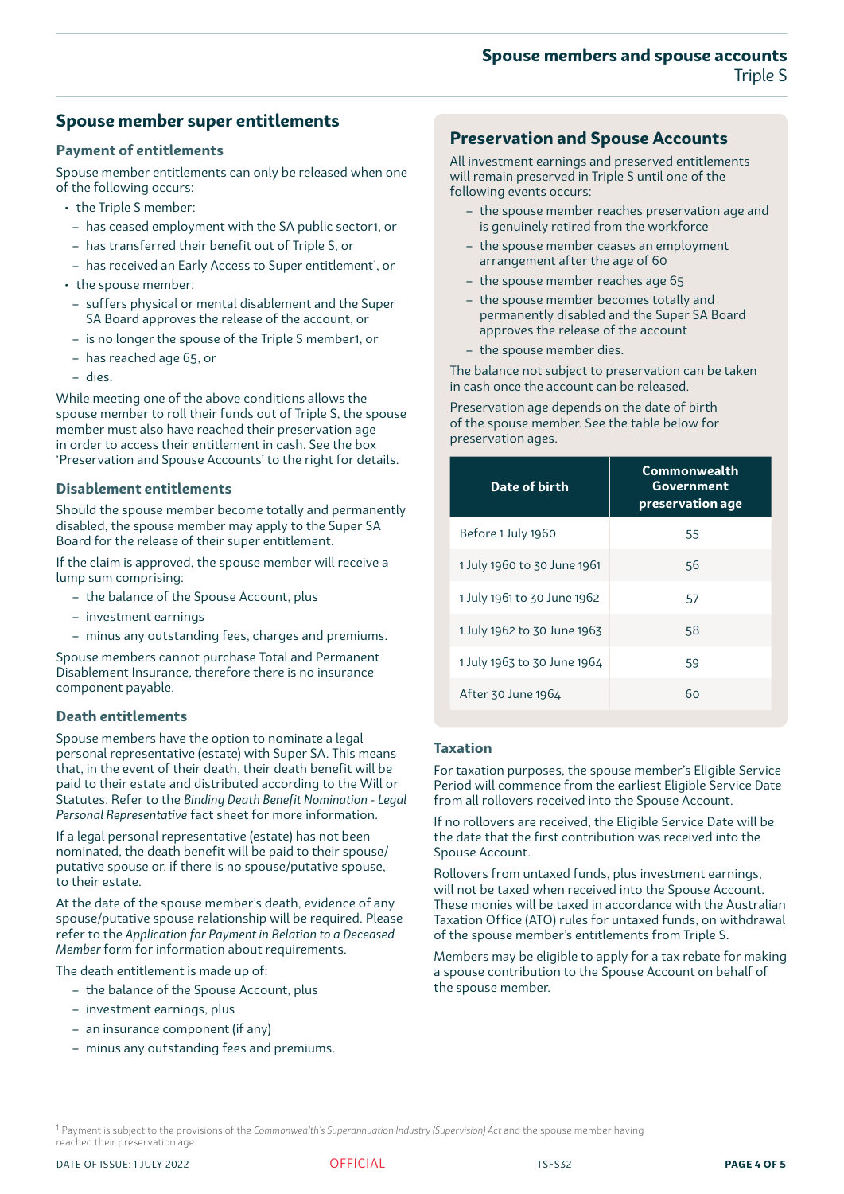## Spouse member super entitlements

### Payment of entitlements

Spouse member entitlements can only be released when one of the following occurs:

- the Triple S member:
  - has ceased employment with the SA public sector1, or
  - has transferred their benefit out of Triple S, or
  - has received an Early Access to Super entitlement[1], or
- the spouse member:
  - suffers physical or mental disablement and the Super SA Board approves the release of the account, or
  - is no longer the spouse of the Triple S member1, or
  - has reached age 65, or
  - dies.

While meeting one of the above conditions allows the spouse member to roll their funds out of Triple S, the spouse member must also have reached their preservation age in order to access their entitlement in cash. See the box 'Preservation and Spouse Accounts' to the right for details.

### Disablement entitlements

Should the spouse member become totally and permanently disabled, the spouse member may apply to the Super SA Board for the release of their super entitlement.

If the claim is approved, the spouse member will receive a lump sum comprising:

- the balance of the Spouse Account, plus
- investment earnings
- minus any outstanding fees, charges and premiums.

Spouse members cannot purchase Total and Permanent Disablement Insurance, therefore there is no insurance component payable.

### Death entitlements

Spouse members have the option to nominate a legal personal representative (estate) with Super SA. This means that, in the event of their death, their death benefit will be paid to their estate and distributed according to the Will or Statutes. Refer to the *Binding Death Benefit Nomination - Legal Personal Representative* fact sheet for more information.

If a legal personal representative (estate) has not been nominated, the death benefit will be paid to their spouse/putative spouse or, if there is no spouse/putative spouse, to their estate.

At the date of the spouse member's death, evidence of any spouse/putative spouse relationship will be required. Please refer to the *Application for Payment in Relation to a Deceased Member* form for information about requirements.

The death entitlement is made up of:

- the balance of the Spouse Account, plus
- investment earnings, plus
- an insurance component (if any)
- minus any outstanding fees and premiums.

## Preservation and Spouse Accounts

All investment earnings and preserved entitlements will remain preserved in Triple S until one of the following events occurs:

- the spouse member reaches preservation age and is genuinely retired from the workforce
- the spouse member ceases an employment arrangement after the age of 60
- the spouse member reaches age 65
- the spouse member becomes totally and permanently disabled and the Super SA Board approves the release of the account
- the spouse member dies.

The balance not subject to preservation can be taken in cash once the account can be released.

Preservation age depends on the date of birth of the spouse member. See the table below for preservation ages.

| Date of birth | Commonwealth Government preservation age |
|---|---|
| Before 1 July 1960 | 55 |
| 1 July 1960 to 30 June 1961 | 56 |
| 1 July 1961 to 30 June 1962 | 57 |
| 1 July 1962 to 30 June 1963 | 58 |
| 1 July 1963 to 30 June 1964 | 59 |
| After 30 June 1964 | 60 |

### Taxation

For taxation purposes, the spouse member's Eligible Service Period will commence from the earliest Eligible Service Date from all rollovers received into the Spouse Account.

If no rollovers are received, the Eligible Service Date will be the date that the first contribution was received into the Spouse Account.

Rollovers from untaxed funds, plus investment earnings, will not be taxed when received into the Spouse Account. These monies will be taxed in accordance with the Australian Taxation Office (ATO) rules for untaxed funds, on withdrawal of the spouse member's entitlements from Triple S.

Members may be eligible to apply for a tax rebate for making a spouse contribution to the Spouse Account on behalf of the spouse member.

[1] Payment is subject to the provisions of the *Commonwealth's Superannuation Industry (Supervision) Act* and the spouse member having reached their preservation age.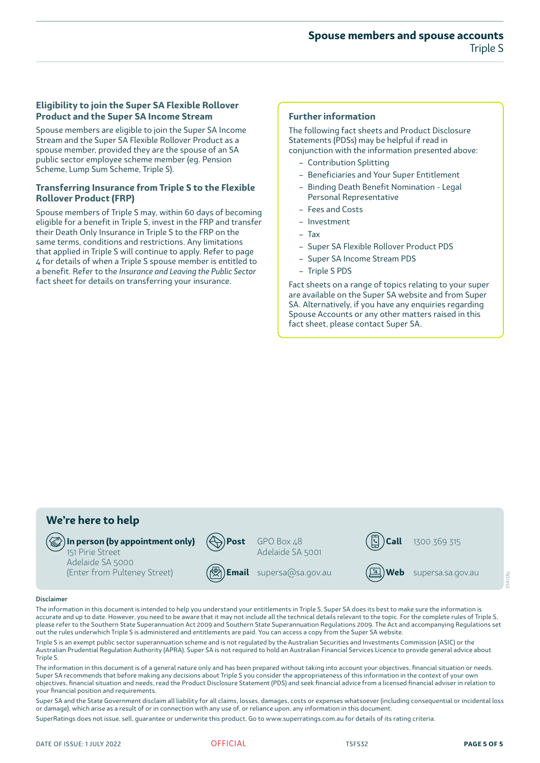### Eligibility to join the Super SA Flexible Rollover Product and the Super SA Income Stream

Spouse members are eligible to join the Super SA Income Stream and the Super SA Flexible Rollover Product as a spouse member, provided they are the spouse of an SA public sector employee scheme member (eg. Pension Scheme, Lump Sum Scheme, Triple S).

### Transferring Insurance from Triple S to the Flexible Rollover Product (FRP)

Spouse members of Triple S may, within 60 days of becoming eligible for a benefit in Triple S, invest in the FRP and transfer their Death Only Insurance in Triple S to the FRP on the same terms, conditions and restrictions. Any limitations that applied in Triple S will continue to apply. Refer to page 4 for details of when a Triple S spouse member is entitled to a benefit. Refer to the *Insurance and Leaving the Public Sector* fact sheet for details on transferring your insurance.

### Further information

The following fact sheets and Product Disclosure Statements (PDSs) may be helpful if read in conjunction with the information presented above:

- Contribution Splitting
- Beneficiaries and Your Super Entitlement
- Binding Death Benefit Nomination - Legal Personal Representative
- Fees and Costs
- Investment
- Tax
- Super SA Flexible Rollover Product PDS
- Super SA Income Stream PDS
- Triple S PDS

Fact sheets on a range of topics relating to your super are available on the Super SA website and from Super SA. Alternatively, if you have any enquiries regarding Spouse Accounts or any other matters raised in this fact sheet, please contact Super SA.

## We're here to help

**In person (by appointment only)**
151 Pirie Street
Adelaide SA 5000
(Enter from Pulteney Street)

**Post** GPO Box 48
Adelaide SA 5001

**Email** supersa@sa.gov.au

**Call** 1300 369 315

**Web** supersa.sa.gov.au

SSA1584

**Disclaimer**

The information in this document is intended to help you understand your entitlements in Triple S. Super SA does its best to make sure the information is accurate and up to date. However, you need to be aware that it may not include all the technical details relevant to the topic. For the complete rules of Triple S, please refer to the Southern State Superannuation Act 2009 and Southern State Superannuation Regulations 2009. The Act and accompanying Regulations set out the rules underwhich Triple S is administered and entitlements are paid. You can access a copy from the Super SA website.

Triple S is an exempt public sector superannuation scheme and is not regulated by the Australian Securities and Investments Commission (ASIC) or the Australian Prudential Regulation Authority (APRA). Super SA is not required to hold an Australian Financial Services Licence to provide general advice about Triple S.

The information in this document is of a general nature only and has been prepared without taking into account your objectives, financial situation or needs. Super SA recommends that before making any decisions about Triple S you consider the appropriateness of this information in the context of your own objectives, financial situation and needs, read the Product Disclosure Statement (PDS) and seek financial advice from a licensed financial adviser in relation to your financial position and requirements.

Super SA and the State Government disclaim all liability for all claims, losses, damages, costs or expenses whatsoever (including consequential or incidental loss or damage), which arise as a result of or in connection with any use of, or reliance upon, any information in this document.

SuperRatings does not issue, sell, guarantee or underwrite this product. Go to www.superratings.com.au for details of its rating criteria.

DATE OF ISSUE: 1 JULY 2022 OFFICIAL TSFS32